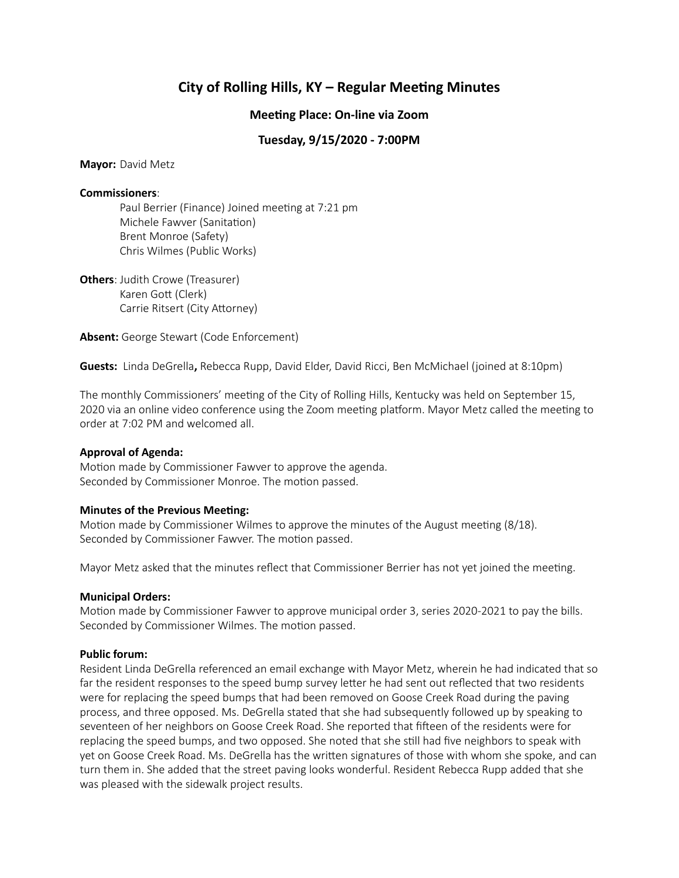# City of Rolling Hills, KY – Regular Meeting Minutes

### Meeting Place: On-line via Zoom

### Tuesday, 9/15/2020 - 7:00PM

**Mayor:** David Metz

**Commissioners**:

Paul Berrier (Finance) Joined meeting at 7:21 pm
Michele Fawver (Sanitation)
Brent Monroe (Safety)
Chris Wilmes (Public Works)

**Others**: Judith Crowe (Treasurer)
Karen Gott (Clerk)
Carrie Ritsert (City Attorney)

**Absent:** George Stewart (Code Enforcement)

**Guests:** Linda DeGrella**,** Rebecca Rupp, David Elder, David Ricci, Ben McMichael (joined at 8:10pm)

The monthly Commissioners' meeting of the City of Rolling Hills, Kentucky was held on September 15, 2020 via an online video conference using the Zoom meeting platform. Mayor Metz called the meeting to order at 7:02 PM and welcomed all.

**Approval of Agenda:**
Motion made by Commissioner Fawver to approve the agenda.
Seconded by Commissioner Monroe. The motion passed.

**Minutes of the Previous Meeting:**
Motion made by Commissioner Wilmes to approve the minutes of the August meeting (8/18).
Seconded by Commissioner Fawver. The motion passed.

Mayor Metz asked that the minutes reflect that Commissioner Berrier has not yet joined the meeting.

**Municipal Orders:**
Motion made by Commissioner Fawver to approve municipal order 3, series 2020-2021 to pay the bills.
Seconded by Commissioner Wilmes. The motion passed.

**Public forum:**
Resident Linda DeGrella referenced an email exchange with Mayor Metz, wherein he had indicated that so far the resident responses to the speed bump survey letter he had sent out reflected that two residents were for replacing the speed bumps that had been removed on Goose Creek Road during the paving process, and three opposed. Ms. DeGrella stated that she had subsequently followed up by speaking to seventeen of her neighbors on Goose Creek Road. She reported that fifteen of the residents were for replacing the speed bumps, and two opposed. She noted that she still had five neighbors to speak with yet on Goose Creek Road. Ms. DeGrella has the written signatures of those with whom she spoke, and can turn them in. She added that the street paving looks wonderful. Resident Rebecca Rupp added that she was pleased with the sidewalk project results.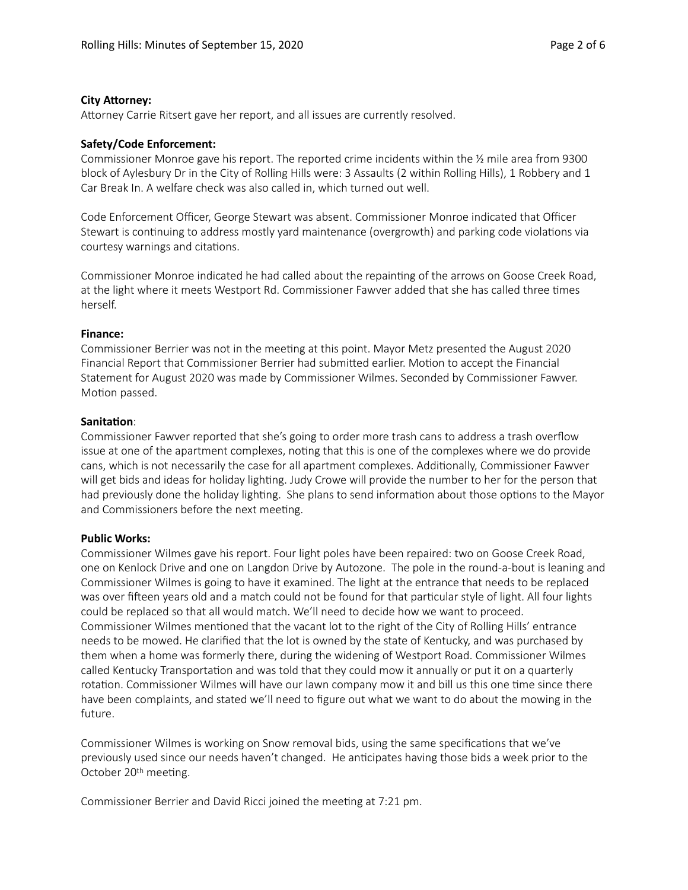**City Attorney:**
Attorney Carrie Ritsert gave her report, and all issues are currently resolved.

**Safety/Code Enforcement:**
Commissioner Monroe gave his report. The reported crime incidents within the ½ mile area from 9300 block of Aylesbury Dr in the City of Rolling Hills were: 3 Assaults (2 within Rolling Hills), 1 Robbery and 1 Car Break In. A welfare check was also called in, which turned out well.

Code Enforcement Officer, George Stewart was absent. Commissioner Monroe indicated that Officer Stewart is continuing to address mostly yard maintenance (overgrowth) and parking code violations via courtesy warnings and citations.

Commissioner Monroe indicated he had called about the repainting of the arrows on Goose Creek Road, at the light where it meets Westport Rd. Commissioner Fawver added that she has called three times herself.

**Finance:**
Commissioner Berrier was not in the meeting at this point. Mayor Metz presented the August 2020 Financial Report that Commissioner Berrier had submitted earlier. Motion to accept the Financial Statement for August 2020 was made by Commissioner Wilmes. Seconded by Commissioner Fawver. Motion passed.

**Sanitation**:
Commissioner Fawver reported that she's going to order more trash cans to address a trash overflow issue at one of the apartment complexes, noting that this is one of the complexes where we do provide cans, which is not necessarily the case for all apartment complexes. Additionally, Commissioner Fawver will get bids and ideas for holiday lighting. Judy Crowe will provide the number to her for the person that had previously done the holiday lighting. She plans to send information about those options to the Mayor and Commissioners before the next meeting.

**Public Works:**
Commissioner Wilmes gave his report. Four light poles have been repaired: two on Goose Creek Road, one on Kenlock Drive and one on Langdon Drive by Autozone. The pole in the round-a-bout is leaning and Commissioner Wilmes is going to have it examined. The light at the entrance that needs to be replaced was over fifteen years old and a match could not be found for that particular style of light. All four lights could be replaced so that all would match. We'll need to decide how we want to proceed. Commissioner Wilmes mentioned that the vacant lot to the right of the City of Rolling Hills' entrance needs to be mowed. He clarified that the lot is owned by the state of Kentucky, and was purchased by them when a home was formerly there, during the widening of Westport Road. Commissioner Wilmes called Kentucky Transportation and was told that they could mow it annually or put it on a quarterly rotation. Commissioner Wilmes will have our lawn company mow it and bill us this one time since there have been complaints, and stated we'll need to figure out what we want to do about the mowing in the future.

Commissioner Wilmes is working on Snow removal bids, using the same specifications that we've previously used since our needs haven't changed. He anticipates having those bids a week prior to the October 20th meeting.

Commissioner Berrier and David Ricci joined the meeting at 7:21 pm.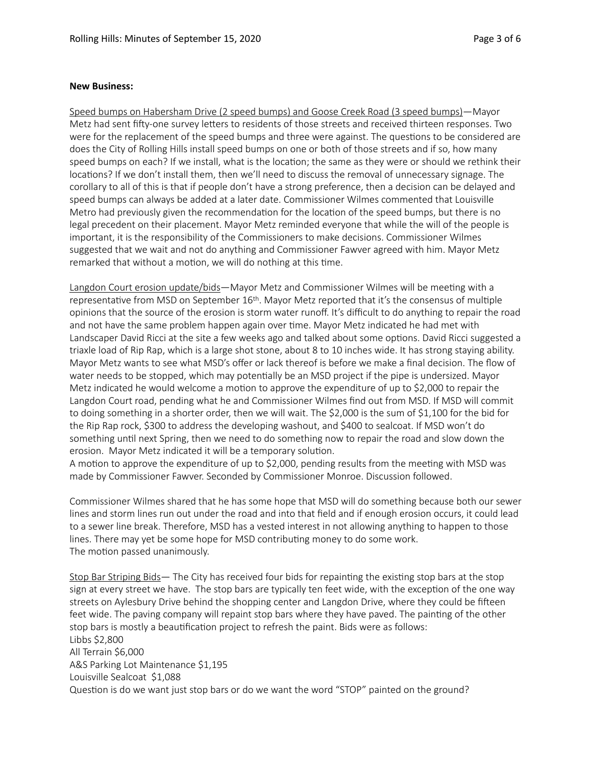**New Business:**

Speed bumps on Habersham Drive (2 speed bumps) and Goose Creek Road (3 speed bumps)—Mayor Metz had sent fifty-one survey letters to residents of those streets and received thirteen responses. Two were for the replacement of the speed bumps and three were against. The questions to be considered are does the City of Rolling Hills install speed bumps on one or both of those streets and if so, how many speed bumps on each? If we install, what is the location; the same as they were or should we rethink their locations? If we don't install them, then we'll need to discuss the removal of unnecessary signage. The corollary to all of this is that if people don't have a strong preference, then a decision can be delayed and speed bumps can always be added at a later date. Commissioner Wilmes commented that Louisville Metro had previously given the recommendation for the location of the speed bumps, but there is no legal precedent on their placement. Mayor Metz reminded everyone that while the will of the people is important, it is the responsibility of the Commissioners to make decisions. Commissioner Wilmes suggested that we wait and not do anything and Commissioner Fawver agreed with him. Mayor Metz remarked that without a motion, we will do nothing at this time.

Langdon Court erosion update/bids—Mayor Metz and Commissioner Wilmes will be meeting with a representative from MSD on September 16th. Mayor Metz reported that it's the consensus of multiple opinions that the source of the erosion is storm water runoff. It's difficult to do anything to repair the road and not have the same problem happen again over time. Mayor Metz indicated he had met with Landscaper David Ricci at the site a few weeks ago and talked about some options. David Ricci suggested a triaxle load of Rip Rap, which is a large shot stone, about 8 to 10 inches wide. It has strong staying ability. Mayor Metz wants to see what MSD's offer or lack thereof is before we make a final decision. The flow of water needs to be stopped, which may potentially be an MSD project if the pipe is undersized. Mayor Metz indicated he would welcome a motion to approve the expenditure of up to $2,000 to repair the Langdon Court road, pending what he and Commissioner Wilmes find out from MSD. If MSD will commit to doing something in a shorter order, then we will wait. The $2,000 is the sum of $1,100 for the bid for the Rip Rap rock, $300 to address the developing washout, and $400 to sealcoat. If MSD won't do something until next Spring, then we need to do something now to repair the road and slow down the erosion. Mayor Metz indicated it will be a temporary solution.
A motion to approve the expenditure of up to $2,000, pending results from the meeting with MSD was made by Commissioner Fawver. Seconded by Commissioner Monroe. Discussion followed.

Commissioner Wilmes shared that he has some hope that MSD will do something because both our sewer lines and storm lines run out under the road and into that field and if enough erosion occurs, it could lead to a sewer line break. Therefore, MSD has a vested interest in not allowing anything to happen to those lines. There may yet be some hope for MSD contributing money to do some work.
The motion passed unanimously.

Stop Bar Striping Bids— The City has received four bids for repainting the existing stop bars at the stop sign at every street we have. The stop bars are typically ten feet wide, with the exception of the one way streets on Aylesbury Drive behind the shopping center and Langdon Drive, where they could be fifteen feet wide. The paving company will repaint stop bars where they have paved. The painting of the other stop bars is mostly a beautification project to refresh the paint. Bids were as follows:
Libbs $2,800
All Terrain $6,000
A&S Parking Lot Maintenance $1,195
Louisville Sealcoat $1,088
Question is do we want just stop bars or do we want the word "STOP" painted on the ground?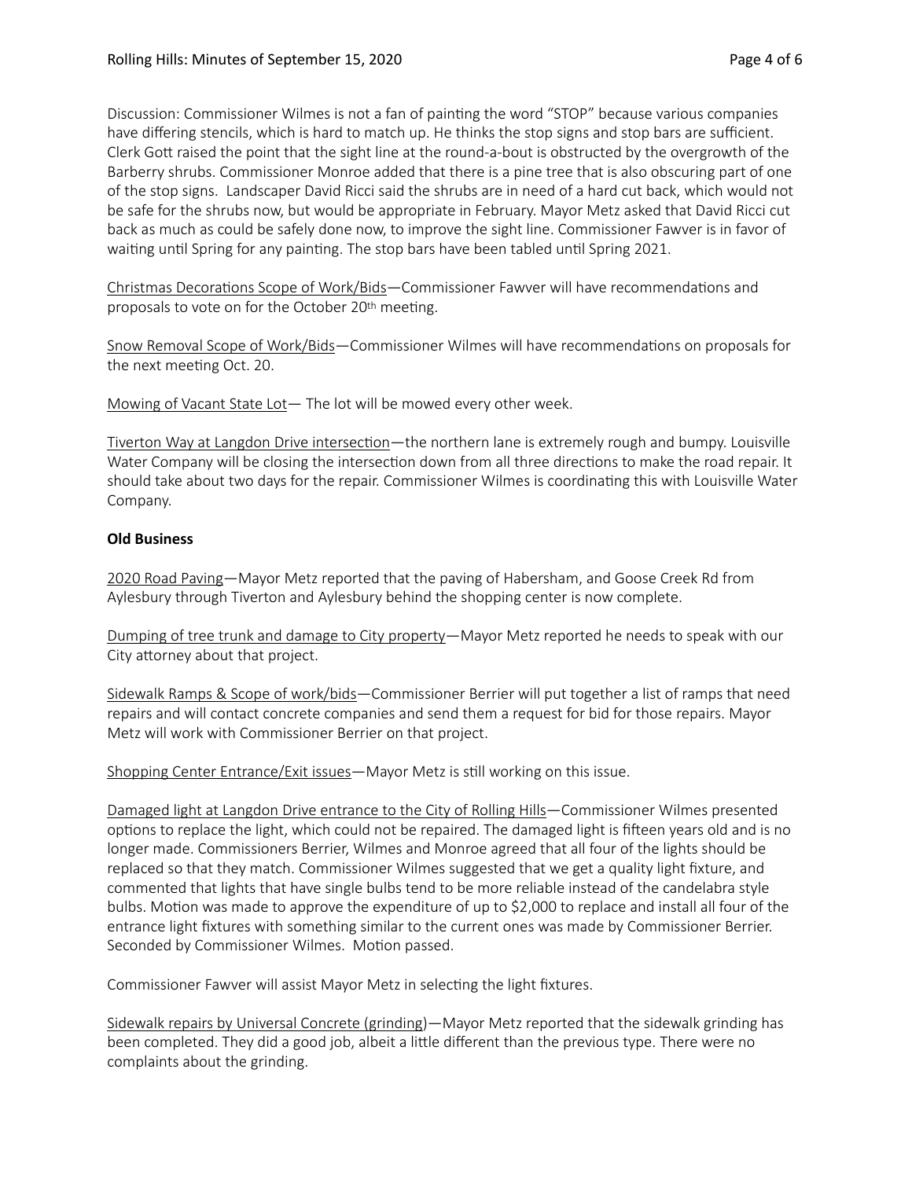Discussion: Commissioner Wilmes is not a fan of painting the word "STOP" because various companies have differing stencils, which is hard to match up. He thinks the stop signs and stop bars are sufficient. Clerk Gott raised the point that the sight line at the round-a-bout is obstructed by the overgrowth of the Barberry shrubs. Commissioner Monroe added that there is a pine tree that is also obscuring part of one of the stop signs. Landscaper David Ricci said the shrubs are in need of a hard cut back, which would not be safe for the shrubs now, but would be appropriate in February. Mayor Metz asked that David Ricci cut back as much as could be safely done now, to improve the sight line. Commissioner Fawver is in favor of waiting until Spring for any painting. The stop bars have been tabled until Spring 2021.

Christmas Decorations Scope of Work/Bids—Commissioner Fawver will have recommendations and proposals to vote on for the October 20th meeting.

Snow Removal Scope of Work/Bids—Commissioner Wilmes will have recommendations on proposals for the next meeting Oct. 20.

Mowing of Vacant State Lot— The lot will be mowed every other week.

Tiverton Way at Langdon Drive intersection—the northern lane is extremely rough and bumpy. Louisville Water Company will be closing the intersection down from all three directions to make the road repair. It should take about two days for the repair. Commissioner Wilmes is coordinating this with Louisville Water Company.

**Old Business**

2020 Road Paving—Mayor Metz reported that the paving of Habersham, and Goose Creek Rd from Aylesbury through Tiverton and Aylesbury behind the shopping center is now complete.

Dumping of tree trunk and damage to City property—Mayor Metz reported he needs to speak with our City attorney about that project.

Sidewalk Ramps & Scope of work/bids—Commissioner Berrier will put together a list of ramps that need repairs and will contact concrete companies and send them a request for bid for those repairs. Mayor Metz will work with Commissioner Berrier on that project.

Shopping Center Entrance/Exit issues—Mayor Metz is still working on this issue.

Damaged light at Langdon Drive entrance to the City of Rolling Hills—Commissioner Wilmes presented options to replace the light, which could not be repaired. The damaged light is fifteen years old and is no longer made. Commissioners Berrier, Wilmes and Monroe agreed that all four of the lights should be replaced so that they match. Commissioner Wilmes suggested that we get a quality light fixture, and commented that lights that have single bulbs tend to be more reliable instead of the candelabra style bulbs. Motion was made to approve the expenditure of up to $2,000 to replace and install all four of the entrance light fixtures with something similar to the current ones was made by Commissioner Berrier. Seconded by Commissioner Wilmes. Motion passed.

Commissioner Fawver will assist Mayor Metz in selecting the light fixtures.

Sidewalk repairs by Universal Concrete (grinding)—Mayor Metz reported that the sidewalk grinding has been completed. They did a good job, albeit a little different than the previous type. There were no complaints about the grinding.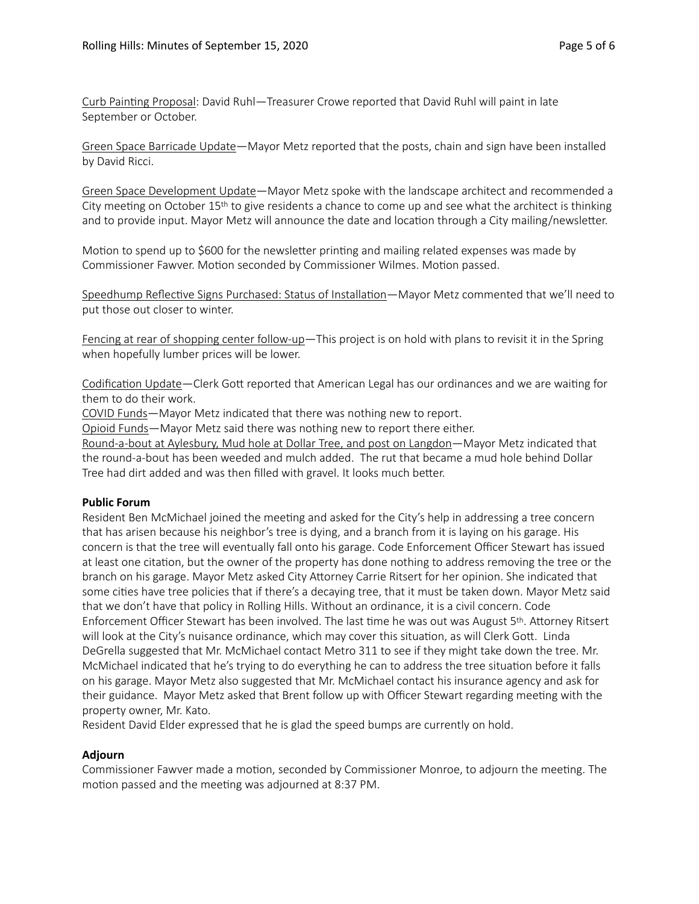Curb Painting Proposal: David Ruhl—Treasurer Crowe reported that David Ruhl will paint in late September or October.

Green Space Barricade Update—Mayor Metz reported that the posts, chain and sign have been installed by David Ricci.

Green Space Development Update—Mayor Metz spoke with the landscape architect and recommended a City meeting on October 15th to give residents a chance to come up and see what the architect is thinking and to provide input. Mayor Metz will announce the date and location through a City mailing/newsletter.

Motion to spend up to $600 for the newsletter printing and mailing related expenses was made by Commissioner Fawver. Motion seconded by Commissioner Wilmes. Motion passed.

Speedhump Reflective Signs Purchased: Status of Installation—Mayor Metz commented that we'll need to put those out closer to winter.

Fencing at rear of shopping center follow-up—This project is on hold with plans to revisit it in the Spring when hopefully lumber prices will be lower.

Codification Update—Clerk Gott reported that American Legal has our ordinances and we are waiting for them to do their work.
COVID Funds—Mayor Metz indicated that there was nothing new to report.
Opioid Funds—Mayor Metz said there was nothing new to report there either.
Round-a-bout at Aylesbury, Mud hole at Dollar Tree, and post on Langdon—Mayor Metz indicated that the round-a-bout has been weeded and mulch added. The rut that became a mud hole behind Dollar Tree had dirt added and was then filled with gravel. It looks much better.

**Public Forum**
Resident Ben McMichael joined the meeting and asked for the City's help in addressing a tree concern that has arisen because his neighbor's tree is dying, and a branch from it is laying on his garage. His concern is that the tree will eventually fall onto his garage. Code Enforcement Officer Stewart has issued at least one citation, but the owner of the property has done nothing to address removing the tree or the branch on his garage. Mayor Metz asked City Attorney Carrie Ritsert for her opinion. She indicated that some cities have tree policies that if there's a decaying tree, that it must be taken down. Mayor Metz said that we don't have that policy in Rolling Hills. Without an ordinance, it is a civil concern. Code Enforcement Officer Stewart has been involved. The last time he was out was August 5th. Attorney Ritsert will look at the City's nuisance ordinance, which may cover this situation, as will Clerk Gott. Linda DeGrella suggested that Mr. McMichael contact Metro 311 to see if they might take down the tree. Mr. McMichael indicated that he's trying to do everything he can to address the tree situation before it falls on his garage. Mayor Metz also suggested that Mr. McMichael contact his insurance agency and ask for their guidance. Mayor Metz asked that Brent follow up with Officer Stewart regarding meeting with the property owner, Mr. Kato.
Resident David Elder expressed that he is glad the speed bumps are currently on hold.

**Adjourn**
Commissioner Fawver made a motion, seconded by Commissioner Monroe, to adjourn the meeting. The motion passed and the meeting was adjourned at 8:37 PM.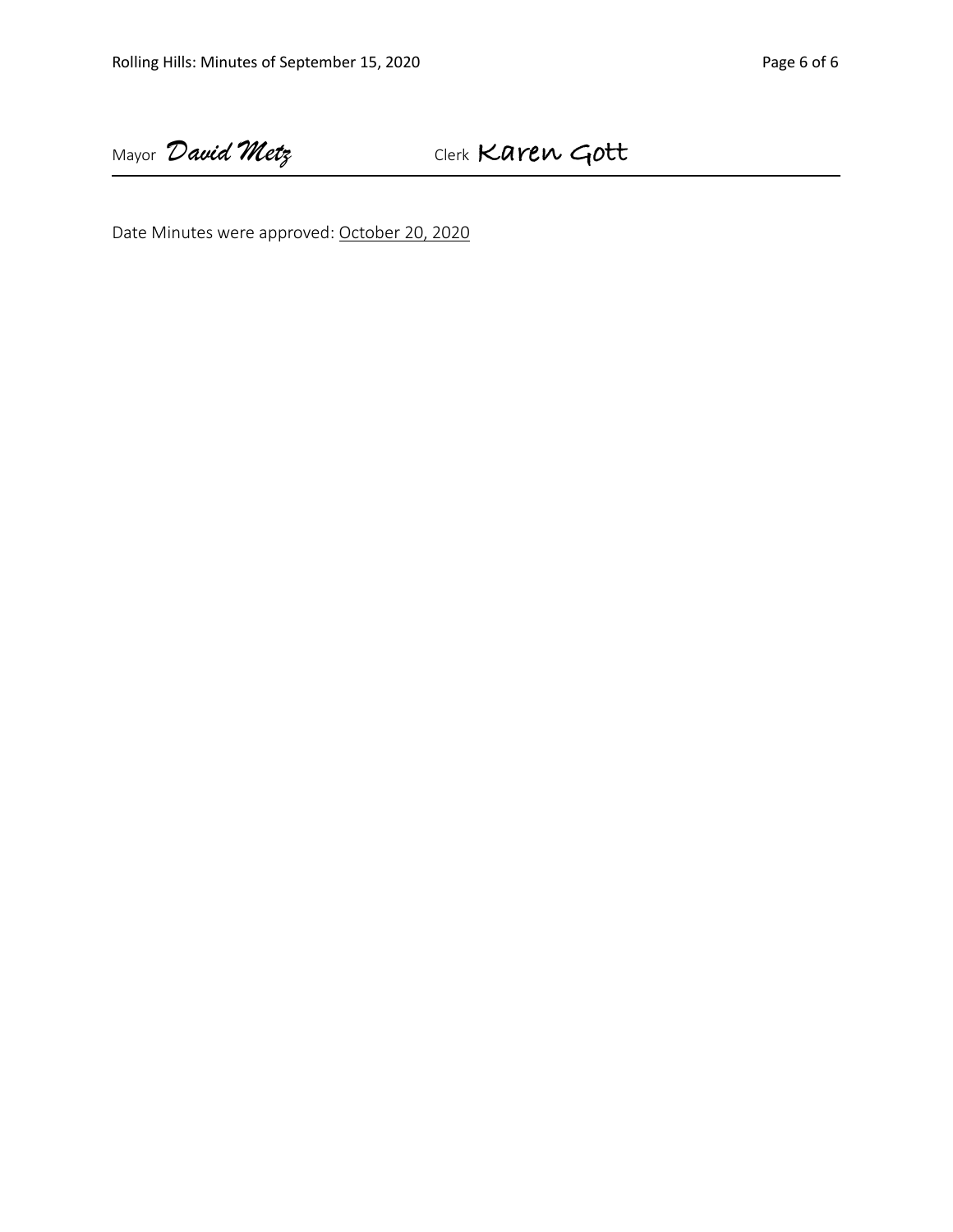Mayor *David Metz* Clerk Karen Gott

---

Date Minutes were approved: October 20, 2020